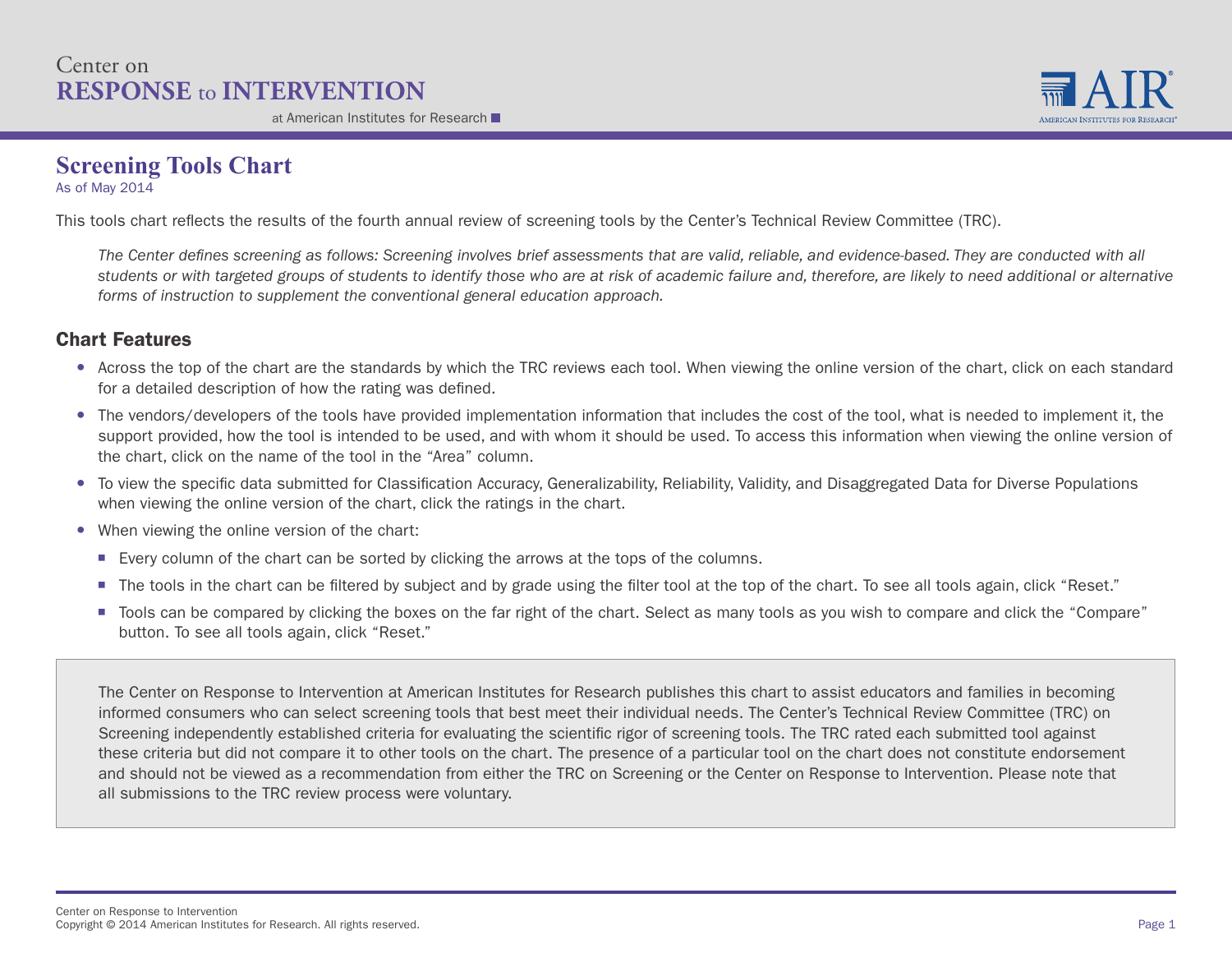Center on
**RESPONSE to INTERVENTION**
at American Institutes for Research

# Screening Tools Chart

As of May 2014

This tools chart reflects the results of the fourth annual review of screening tools by the Center's Technical Review Committee (TRC).

> *The Center defines screening as follows: Screening involves brief assessments that are valid, reliable, and evidence-based. They are conducted with all students or with targeted groups of students to identify those who are at risk of academic failure and, therefore, are likely to need additional or alternative forms of instruction to supplement the conventional general education approach.*

## Chart Features

- Across the top of the chart are the standards by which the TRC reviews each tool. When viewing the online version of the chart, click on each standard for a detailed description of how the rating was defined.
- The vendors/developers of the tools have provided implementation information that includes the cost of the tool, what is needed to implement it, the support provided, how the tool is intended to be used, and with whom it should be used. To access this information when viewing the online version of the chart, click on the name of the tool in the "Area" column.
- To view the specific data submitted for Classification Accuracy, Generalizability, Reliability, Validity, and Disaggregated Data for Diverse Populations when viewing the online version of the chart, click the ratings in the chart.
- When viewing the online version of the chart:
  - Every column of the chart can be sorted by clicking the arrows at the tops of the columns.
  - The tools in the chart can be filtered by subject and by grade using the filter tool at the top of the chart. To see all tools again, click "Reset."
  - Tools can be compared by clicking the boxes on the far right of the chart. Select as many tools as you wish to compare and click the "Compare" button. To see all tools again, click "Reset."

The Center on Response to Intervention at American Institutes for Research publishes this chart to assist educators and families in becoming informed consumers who can select screening tools that best meet their individual needs. The Center's Technical Review Committee (TRC) on Screening independently established criteria for evaluating the scientific rigor of screening tools. The TRC rated each submitted tool against these criteria but did not compare it to other tools on the chart. The presence of a particular tool on the chart does not constitute endorsement and should not be viewed as a recommendation from either the TRC on Screening or the Center on Response to Intervention. Please note that all submissions to the TRC review process were voluntary.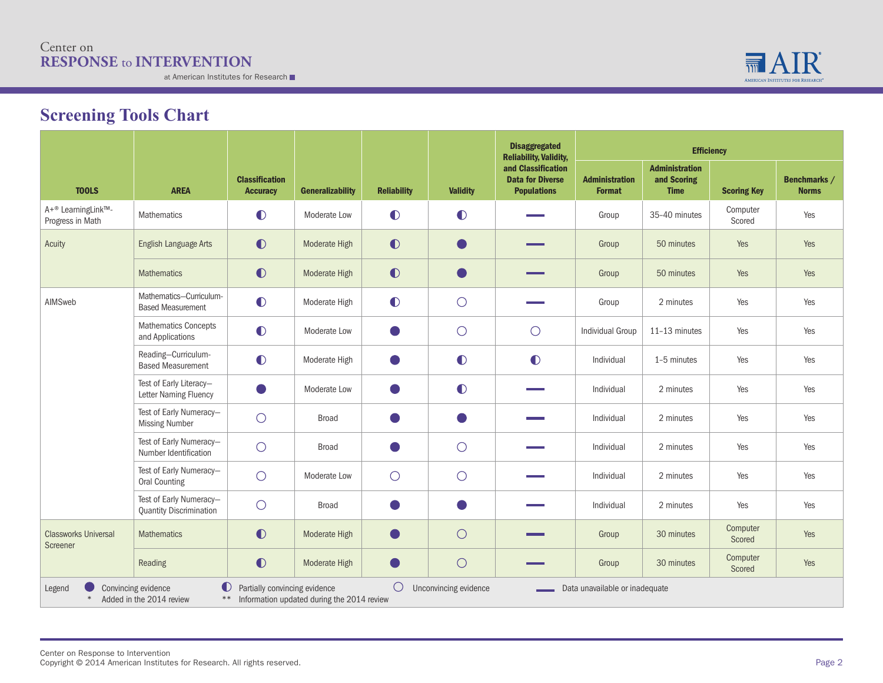## Screening Tools Chart

| TOOLS | AREA | Classification Accuracy | Generalizability | Reliability | Validity | Disaggregated Reliability, Validity, and Classification Data for Diverse Populations | Efficiency | | | |
|---|---|---|---|---|---|---|---|---|---|---|
| | | | | | | | Administration Format | Administration and Scoring Time | Scoring Key | Benchmarks / Norms |
| A+® LearningLink™- Progress in Math | Mathematics | ◐ | Moderate Low | ◐ | ◐ | — | Group | 35–40 minutes | Computer Scored | Yes |
| Acuity | English Language Arts | ◐ | Moderate High | ◐ | ● | — | Group | 50 minutes | Yes | Yes |
| | Mathematics | ◐ | Moderate High | ◐ | ● | — | Group | 50 minutes | Yes | Yes |
| AIMSweb | Mathematics–Curriculum-Based Measurement | ◐ | Moderate High | ◐ | ○ | — | Group | 2 minutes | Yes | Yes |
| | Mathematics Concepts and Applications | ◐ | Moderate Low | ● | ○ | ○ | Individual Group | 11–13 minutes | Yes | Yes |
| | Reading–Curriculum-Based Measurement | ◐ | Moderate High | ● | ◐ | ◐ | Individual | 1–5 minutes | Yes | Yes |
| | Test of Early Literacy–Letter Naming Fluency | ● | Moderate Low | ● | ◐ | — | Individual | 2 minutes | Yes | Yes |
| | Test of Early Numeracy–Missing Number | ○ | Broad | ● | ● | — | Individual | 2 minutes | Yes | Yes |
| | Test of Early Numeracy–Number Identification | ○ | Broad | ● | ○ | — | Individual | 2 minutes | Yes | Yes |
| | Test of Early Numeracy–Oral Counting | ○ | Moderate Low | ○ | ○ | — | Individual | 2 minutes | Yes | Yes |
| | Test of Early Numeracy–Quantity Discrimination | ○ | Broad | ● | ● | — | Individual | 2 minutes | Yes | Yes |
| Classworks Universal Screener | Mathematics | ◐ | Moderate High | ● | ○ | — | Group | 30 minutes | Computer Scored | Yes |
| | Reading | ◐ | Moderate High | ● | ○ | — | Group | 30 minutes | Computer Scored | Yes |

Legend: ● Convincing evidence; ◐ Partially convincing evidence; ○ Unconvincing evidence; — Data unavailable or inadequate; * Added in the 2014 review; ** Information updated during the 2014 review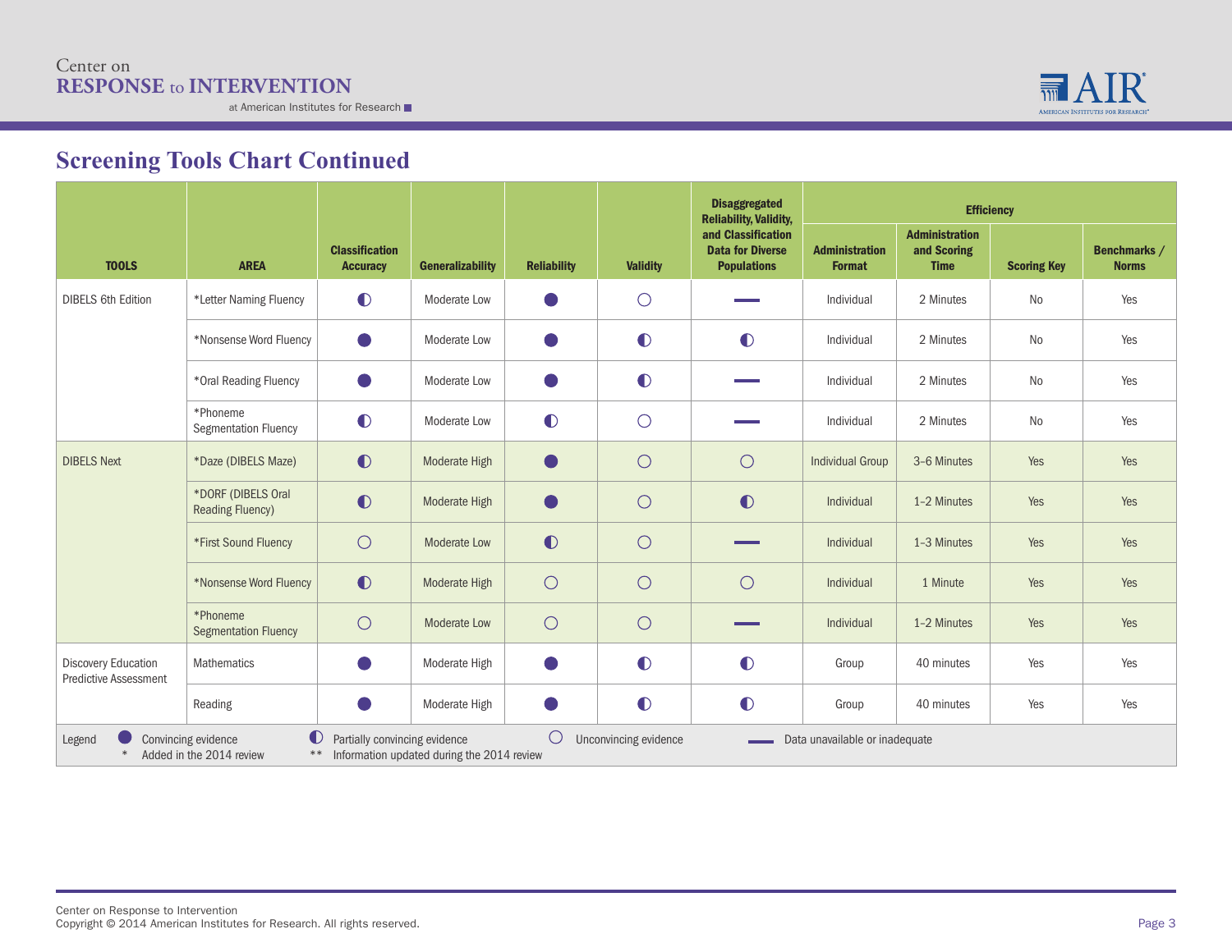## Screening Tools Chart Continued

| TOOLS | AREA | Classification Accuracy | Generalizability | Reliability | Validity | Disaggregated Reliability, Validity, and Classification Data for Diverse Populations | Efficiency | | | |
|---|---|---|---|---|---|---|---|---|---|---|
| | | | | | | | Administration Format | Administration and Scoring Time | Scoring Key | Benchmarks / Norms |
| DIBELS 6th Edition | *Letter Naming Fluency | ◐ | Moderate Low | ● | ○ | — | Individual | 2 Minutes | No | Yes |
| | *Nonsense Word Fluency | ● | Moderate Low | ● | ◐ | ◐ | Individual | 2 Minutes | No | Yes |
| | *Oral Reading Fluency | ● | Moderate Low | ● | ◐ | — | Individual | 2 Minutes | No | Yes |
| | *Phoneme Segmentation Fluency | ◐ | Moderate Low | ◐ | ○ | — | Individual | 2 Minutes | No | Yes |
| DIBELS Next | *Daze (DIBELS Maze) | ◐ | Moderate High | ● | ○ | ○ | Individual Group | 3-6 Minutes | Yes | Yes |
| | *DORF (DIBELS Oral Reading Fluency) | ◐ | Moderate High | ● | ○ | ◐ | Individual | 1-2 Minutes | Yes | Yes |
| | *First Sound Fluency | ○ | Moderate Low | ◐ | ○ | — | Individual | 1-3 Minutes | Yes | Yes |
| | *Nonsense Word Fluency | ◐ | Moderate High | ○ | ○ | ○ | Individual | 1 Minute | Yes | Yes |
| | *Phoneme Segmentation Fluency | ○ | Moderate Low | ○ | ○ | — | Individual | 1-2 Minutes | Yes | Yes |
| Discovery Education Predictive Assessment | Mathematics | ● | Moderate High | ● | ◐ | ◐ | Group | 40 minutes | Yes | Yes |
| | Reading | ● | Moderate High | ● | ◐ | ◐ | Group | 40 minutes | Yes | Yes |

Legend: ● Convincing evidence ◐ Partially convincing evidence ○ Unconvincing evidence — Data unavailable or inadequate
\* Added in the 2014 review ** Information updated during the 2014 review

Center on Response to Intervention
Copyright © 2014 American Institutes for Research. All rights reserved.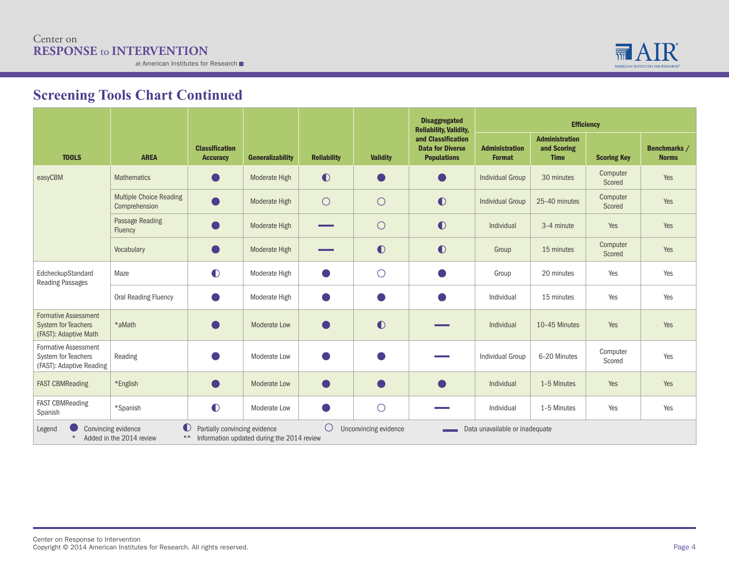## Screening Tools Chart Continued

| TOOLS | AREA | Classification Accuracy | Generalizability | Reliability | Validity | Disaggregated Reliability, Validity, and Classification Data for Diverse Populations | Efficiency | | | |
|---|---|---|---|---|---|---|---|---|---|---|
| | | | | | | | Administration Format | Administration and Scoring Time | Scoring Key | Benchmarks / Norms |
| easyCBM | Mathematics | ● | Moderate High | ◐ | ● | ● | Individual Group | 30 minutes | Computer Scored | Yes |
| | Multiple Choice Reading Comprehension | ● | Moderate High | ○ | ○ | ◐ | Individual Group | 25–40 minutes | Computer Scored | Yes |
| | Passage Reading Fluency | ● | Moderate High | — | ○ | ◐ | Individual | 3–4 minute | Yes | Yes |
| | Vocabulary | ● | Moderate High | — | ◐ | ◐ | Group | 15 minutes | Computer Scored | Yes |
| EdcheckupStandard Reading Passages | Maze | ◐ | Moderate High | ● | ○ | ● | Group | 20 minutes | Yes | Yes |
| | Oral Reading Fluency | ● | Moderate High | ● | ● | ● | Individual | 15 minutes | Yes | Yes |
| Formative Assessment System for Teachers (FAST): Adaptive Math | *aMath | ● | Moderate Low | ● | ◐ | — | Individual | 10–45 Minutes | Yes | Yes |
| Formative Assessment System for Teachers (FAST): Adaptive Reading | Reading | ● | Moderate Low | ● | ● | — | Individual Group | 6–20 Minutes | Computer Scored | Yes |
| FAST CBMReading | *English | ● | Moderate Low | ● | ● | ● | Individual | 1–5 Minutes | Yes | Yes |
| FAST CBMReading Spanish | *Spanish | ◐ | Moderate Low | ● | ○ | — | Individual | 1–5 Minutes | Yes | Yes |

Legend: ● Convincing evidence ◐ Partially convincing evidence ○ Unconvincing evidence — Data unavailable or inadequate
\* Added in the 2014 review ** Information updated during the 2014 review

Center on Response to Intervention
Copyright © 2014 American Institutes for Research. All rights reserved.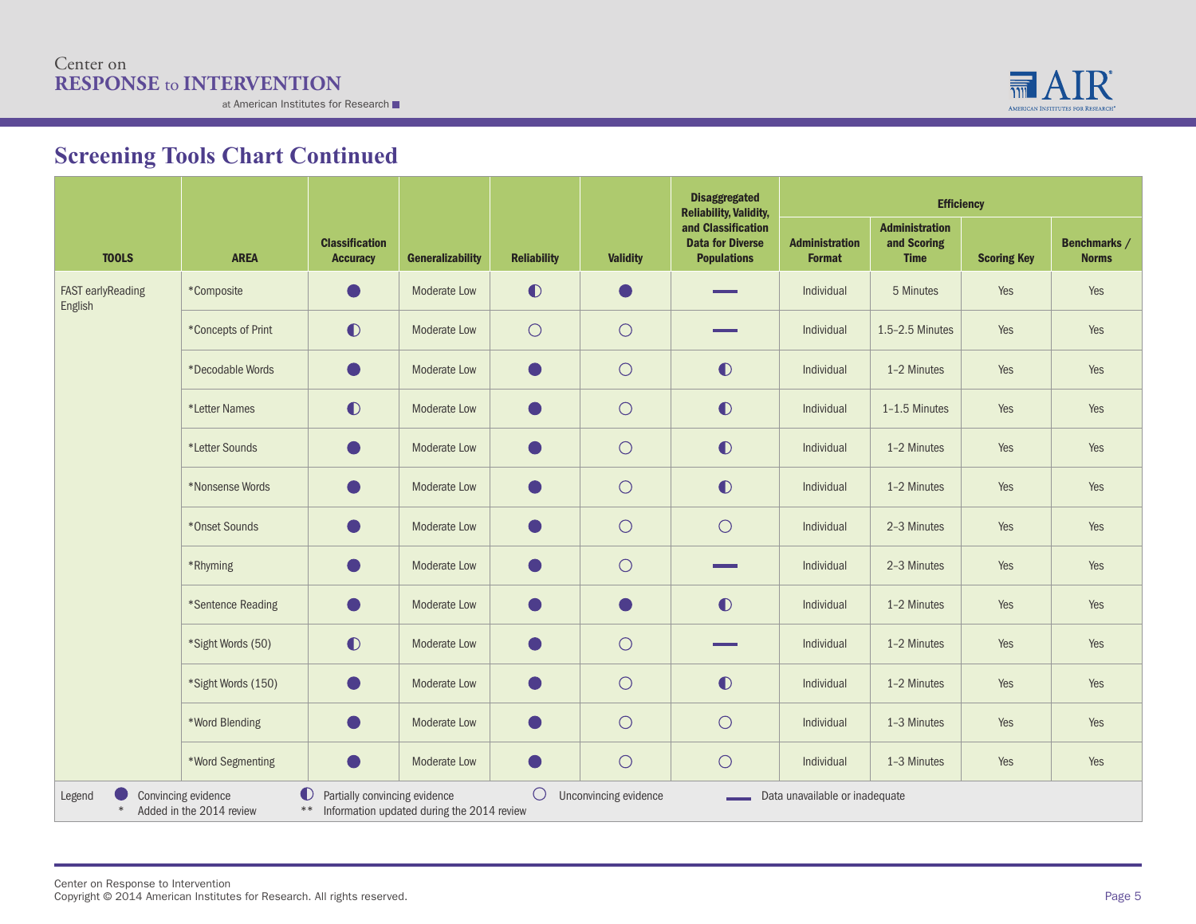## Screening Tools Chart Continued

| TOOLS | AREA | Classification Accuracy | Generalizability | Reliability | Validity | Disaggregated Reliability, Validity, and Classification Data for Diverse Populations | Efficiency | | | |
|---|---|---|---|---|---|---|---|---|---|---|
| | | | | | | | Administration Format | Administration and Scoring Time | Scoring Key | Benchmarks / Norms |
| FAST earlyReading English | *Composite | ● | Moderate Low | ◐ | ● | — | Individual | 5 Minutes | Yes | Yes |
| | *Concepts of Print | ◐ | Moderate Low | ○ | ○ | — | Individual | 1.5–2.5 Minutes | Yes | Yes |
| | *Decodable Words | ● | Moderate Low | ● | ○ | ◐ | Individual | 1–2 Minutes | Yes | Yes |
| | *Letter Names | ◐ | Moderate Low | ● | ○ | ◐ | Individual | 1–1.5 Minutes | Yes | Yes |
| | *Letter Sounds | ● | Moderate Low | ● | ○ | ◐ | Individual | 1–2 Minutes | Yes | Yes |
| | *Nonsense Words | ● | Moderate Low | ● | ○ | ◐ | Individual | 1–2 Minutes | Yes | Yes |
| | *Onset Sounds | ● | Moderate Low | ● | ○ | ○ | Individual | 2–3 Minutes | Yes | Yes |
| | *Rhyming | ● | Moderate Low | ● | ○ | — | Individual | 2–3 Minutes | Yes | Yes |
| | *Sentence Reading | ● | Moderate Low | ● | ● | ◐ | Individual | 1–2 Minutes | Yes | Yes |
| | *Sight Words (50) | ◐ | Moderate Low | ● | ○ | — | Individual | 1–2 Minutes | Yes | Yes |
| | *Sight Words (150) | ● | Moderate Low | ● | ○ | ◐ | Individual | 1–2 Minutes | Yes | Yes |
| | *Word Blending | ● | Moderate Low | ● | ○ | ○ | Individual | 1–3 Minutes | Yes | Yes |
| | *Word Segmenting | ● | Moderate Low | ● | ○ | ○ | Individual | 1–3 Minutes | Yes | Yes |

Legend: ● Convincing evidence ◐ Partially convincing evidence ○ Unconvincing evidence — Data unavailable or inadequate
* Added in the 2014 review ** Information updated during the 2014 review

Center on Response to Intervention
Copyright © 2014 American Institutes for Research. All rights reserved.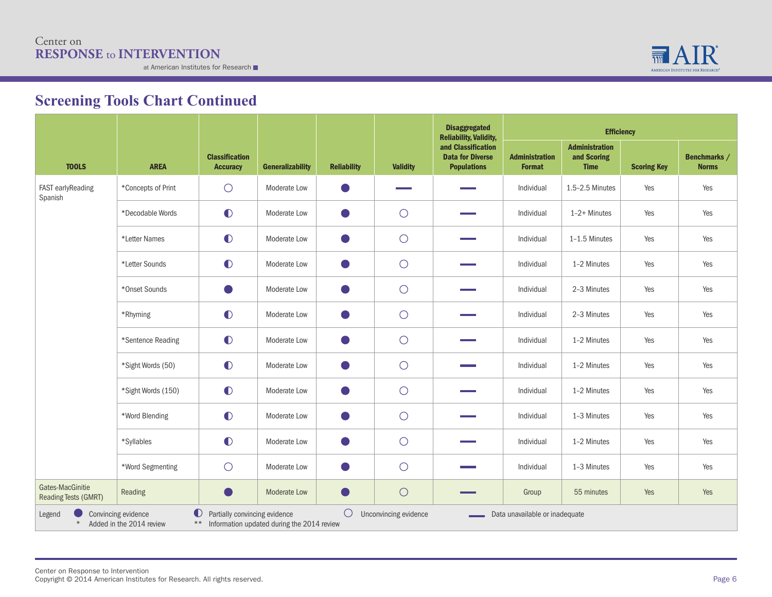## Screening Tools Chart Continued

| TOOLS | AREA | Classification Accuracy | Generalizability | Reliability | Validity | Disaggregated Reliability, Validity, and Classification Data for Diverse Populations | Efficiency | | | |
|---|---|---|---|---|---|---|---|---|---|---|
| | | | | | | | Administration Format | Administration and Scoring Time | Scoring Key | Benchmarks / Norms |
| FAST earlyReading Spanish | *Concepts of Print | ○ | Moderate Low | ● | — | — | Individual | 1.5–2.5 Minutes | Yes | Yes |
| | *Decodable Words | ◐ | Moderate Low | ● | ○ | — | Individual | 1–2+ Minutes | Yes | Yes |
| | *Letter Names | ◐ | Moderate Low | ● | ○ | — | Individual | 1–1.5 Minutes | Yes | Yes |
| | *Letter Sounds | ◐ | Moderate Low | ● | ○ | — | Individual | 1–2 Minutes | Yes | Yes |
| | *Onset Sounds | ● | Moderate Low | ● | ○ | — | Individual | 2–3 Minutes | Yes | Yes |
| | *Rhyming | ◐ | Moderate Low | ● | ○ | — | Individual | 2–3 Minutes | Yes | Yes |
| | *Sentence Reading | ◐ | Moderate Low | ● | ○ | — | Individual | 1–2 Minutes | Yes | Yes |
| | *Sight Words (50) | ◐ | Moderate Low | ● | ○ | — | Individual | 1–2 Minutes | Yes | Yes |
| | *Sight Words (150) | ◐ | Moderate Low | ● | ○ | — | Individual | 1–2 Minutes | Yes | Yes |
| | *Word Blending | ◐ | Moderate Low | ● | ○ | — | Individual | 1–3 Minutes | Yes | Yes |
| | *Syllables | ◐ | Moderate Low | ● | ○ | — | Individual | 1–2 Minutes | Yes | Yes |
| | *Word Segmenting | ○ | Moderate Low | ● | ○ | — | Individual | 1–3 Minutes | Yes | Yes |
| Gates-MacGinitie Reading Tests (GMRT) | Reading | ● | Moderate Low | ● | ○ | — | Group | 55 minutes | Yes | Yes |

Legend: ● Convincing evidence; ◐ Partially convincing evidence; ○ Unconvincing evidence; — Data unavailable or inadequate; * Added in the 2014 review; ** Information updated during the 2014 review

Center on Response to Intervention
Copyright © 2014 American Institutes for Research. All rights reserved.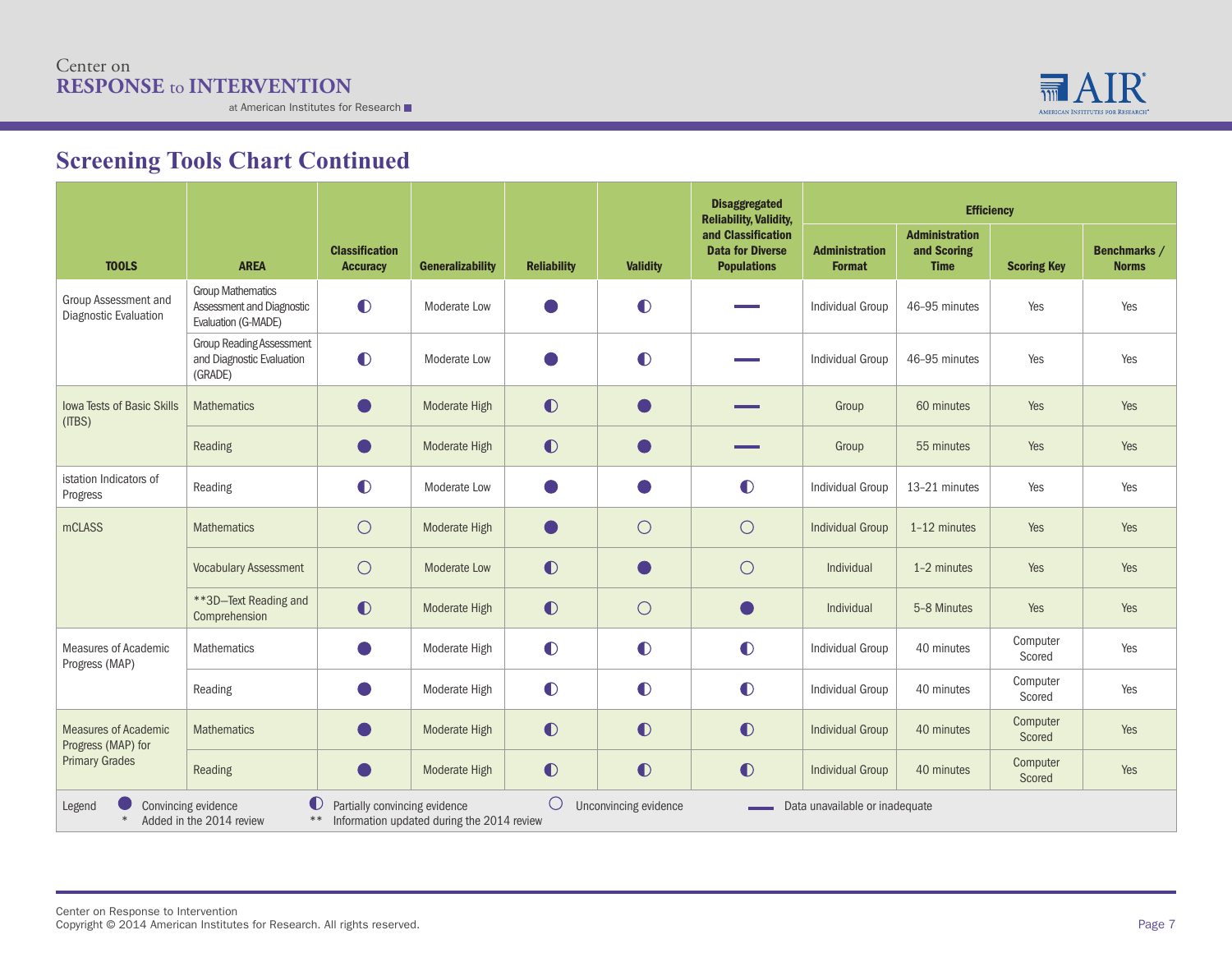## Screening Tools Chart Continued

| TOOLS | AREA | Classification Accuracy | Generalizability | Reliability | Validity | Disaggregated Reliability, Validity, and Classification Data for Diverse Populations | Efficiency | | | |
|---|---|---|---|---|---|---|---|---|---|---|
| | | | | | | | Administration Format | Administration and Scoring Time | Scoring Key | Benchmarks / Norms |
| Group Assessment and Diagnostic Evaluation | Group Mathematics Assessment and Diagnostic Evaluation (G-MADE) | ◐ | Moderate Low | ● | ◐ | — | Individual Group | 46–95 minutes | Yes | Yes |
| | Group Reading Assessment and Diagnostic Evaluation (GRADE) | ◐ | Moderate Low | ● | ◐ | — | Individual Group | 46–95 minutes | Yes | Yes |
| Iowa Tests of Basic Skills (ITBS) | Mathematics | ● | Moderate High | ◐ | ● | — | Group | 60 minutes | Yes | Yes |
| | Reading | ● | Moderate High | ◐ | ● | — | Group | 55 minutes | Yes | Yes |
| istation Indicators of Progress | Reading | ◐ | Moderate Low | ● | ● | ◐ | Individual Group | 13–21 minutes | Yes | Yes |
| mCLASS | Mathematics | ○ | Moderate High | ● | ○ | ○ | Individual Group | 1–12 minutes | Yes | Yes |
| | Vocabulary Assessment | ○ | Moderate Low | ◐ | ● | ○ | Individual | 1–2 minutes | Yes | Yes |
| | **3D–Text Reading and Comprehension | ◐ | Moderate High | ◐ | ○ | ● | Individual | 5-8 Minutes | Yes | Yes |
| Measures of Academic Progress (MAP) | Mathematics | ● | Moderate High | ◐ | ◐ | ◐ | Individual Group | 40 minutes | Computer Scored | Yes |
| | Reading | ● | Moderate High | ◐ | ◐ | ◐ | Individual Group | 40 minutes | Computer Scored | Yes |
| Measures of Academic Progress (MAP) for Primary Grades | Mathematics | ● | Moderate High | ◐ | ◐ | ◐ | Individual Group | 40 minutes | Computer Scored | Yes |
| | Reading | ● | Moderate High | ◐ | ◐ | ◐ | Individual Group | 40 minutes | Computer Scored | Yes |

Legend: ● Convincing evidence ◐ Partially convincing evidence ○ Unconvincing evidence — Data unavailable or inadequate
* Added in the 2014 review ** Information updated during the 2014 review

Center on Response to Intervention
Copyright © 2014 American Institutes for Research. All rights reserved.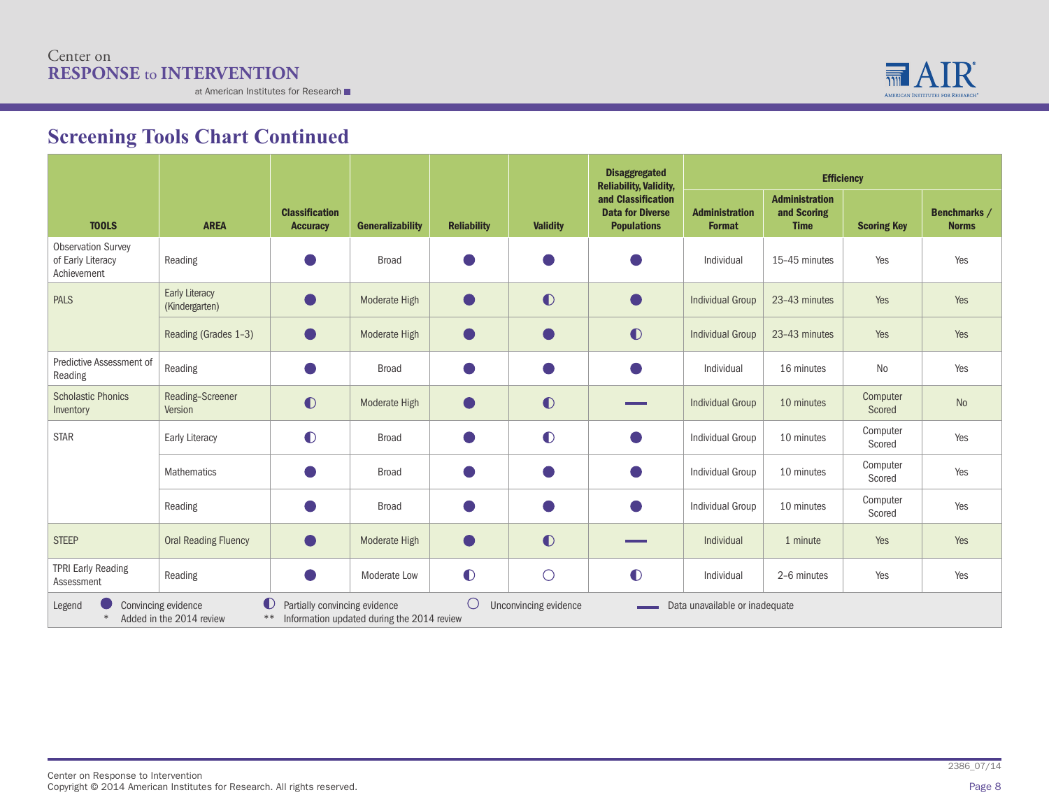Center on
RESPONSE to INTERVENTION
at American Institutes for Research

## Screening Tools Chart Continued

| TOOLS | AREA | Classification Accuracy | Generalizability | Reliability | Validity | Disaggregated Reliability, Validity, and Classification Data for Diverse Populations | Efficiency | | | |
|---|---|---|---|---|---|---|---|---|---|---|
| | | | | | | | Administration Format | Administration and Scoring Time | Scoring Key | Benchmarks / Norms |
| Observation Survey of Early Literacy Achievement | Reading | ● | Broad | ● | ● | ● | Individual | 15–45 minutes | Yes | Yes |
| PALS | Early Literacy (Kindergarten) | ● | Moderate High | ● | ◐ | ● | Individual Group | 23–43 minutes | Yes | Yes |
| | Reading (Grades 1–3) | ● | Moderate High | ● | ● | ◐ | Individual Group | 23–43 minutes | Yes | Yes |
| Predictive Assessment of Reading | Reading | ● | Broad | ● | ● | ● | Individual | 16 minutes | No | Yes |
| Scholastic Phonics Inventory | Reading–Screener Version | ◐ | Moderate High | ● | ◐ | — | Individual Group | 10 minutes | Computer Scored | No |
| STAR | Early Literacy | ◐ | Broad | ● | ◐ | ● | Individual Group | 10 minutes | Computer Scored | Yes |
| | Mathematics | ● | Broad | ● | ● | ● | Individual Group | 10 minutes | Computer Scored | Yes |
| | Reading | ● | Broad | ● | ● | ● | Individual Group | 10 minutes | Computer Scored | Yes |
| STEEP | Oral Reading Fluency | ● | Moderate High | ● | ◐ | — | Individual | 1 minute | Yes | Yes |
| TPRI Early Reading Assessment | Reading | ● | Moderate Low | ◐ | ○ | ◐ | Individual | 2–6 minutes | Yes | Yes |

Legend: ● Convincing evidence ◐ Partially convincing evidence ○ Unconvincing evidence — Data unavailable or inadequate
\* Added in the 2014 review \*\* Information updated during the 2014 review

Center on Response to Intervention
Copyright © 2014 American Institutes for Research. All rights reserved.

2386_07/14